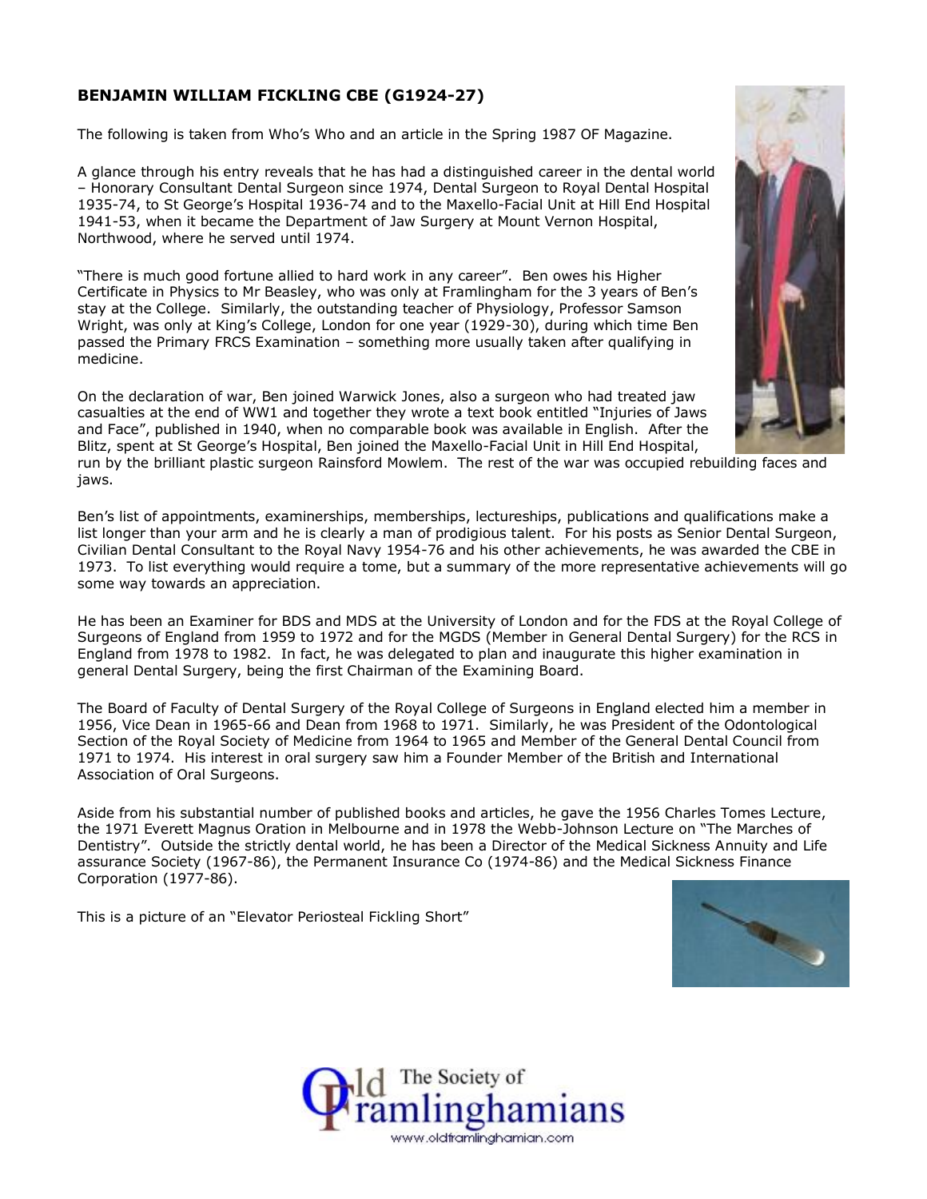## BENJAMIN WILLIAM FICKLING CBE (G1924-27)

The following is taken from Who's Who and an article in the Spring 1987 OF Magazine.

A glance through his entry reveals that he has had a distinguished career in the dental world – Honorary Consultant Dental Surgeon since 1974, Dental Surgeon to Royal Dental Hospital 1935-74, to St George's Hospital 1936-74 and to the Maxello-Facial Unit at Hill End Hospital 1941-53, when it became the Department of Jaw Surgery at Mount Vernon Hospital, Northwood, where he served until 1974.

"There is much good fortune allied to hard work in any career". Ben owes his Higher Certificate in Physics to Mr Beasley, who was only at Framlingham for the 3 years of Ben's stay at the College. Similarly, the outstanding teacher of Physiology, Professor Samson Wright, was only at King's College, London for one year (1929-30), during which time Ben passed the Primary FRCS Examination – something more usually taken after qualifying in medicine.

On the declaration of war, Ben joined Warwick Jones, also a surgeon who had treated jaw casualties at the end of WW1 and together they wrote a text book entitled "Injuries of Jaws and Face", published in 1940, when no comparable book was available in English. After the Blitz, spent at St George's Hospital, Ben joined the Maxello-Facial Unit in Hill End Hospital, run by the brilliant plastic surgeon Rainsford Mowlem. The rest of the war was occupied rebuilding faces and jaws.

Ben's list of appointments, examinerships, memberships, lectureships, publications and qualifications make a list longer than your arm and he is clearly a man of prodigious talent. For his posts as Senior Dental Surgeon, Civilian Dental Consultant to the Royal Navy 1954-76 and his other achievements, he was awarded the CBE in 1973. To list everything would require a tome, but a summary of the more representative achievements will go some way towards an appreciation.

He has been an Examiner for BDS and MDS at the University of London and for the FDS at the Royal College of Surgeons of England from 1959 to 1972 and for the MGDS (Member in General Dental Surgery) for the RCS in England from 1978 to 1982. In fact, he was delegated to plan and inaugurate this higher examination in general Dental Surgery, being the first Chairman of the Examining Board.

The Board of Faculty of Dental Surgery of the Royal College of Surgeons in England elected him a member in 1956, Vice Dean in 1965-66 and Dean from 1968 to 1971. Similarly, he was President of the Odontological Section of the Royal Society of Medicine from 1964 to 1965 and Member of the General Dental Council from 1971 to 1974. His interest in oral surgery saw him a Founder Member of the British and International Association of Oral Surgeons.

Aside from his substantial number of published books and articles, he gave the 1956 Charles Tomes Lecture, the 1971 Everett Magnus Oration in Melbourne and in 1978 the Webb-Johnson Lecture on "The Marches of Dentistry". Outside the strictly dental world, he has been a Director of the Medical Sickness Annuity and Life assurance Society (1967-86), the Permanent Insurance Co (1974-86) and the Medical Sickness Finance Corporation (1977-86).

This is a picture of an "Elevator Periosteal Fickling Short"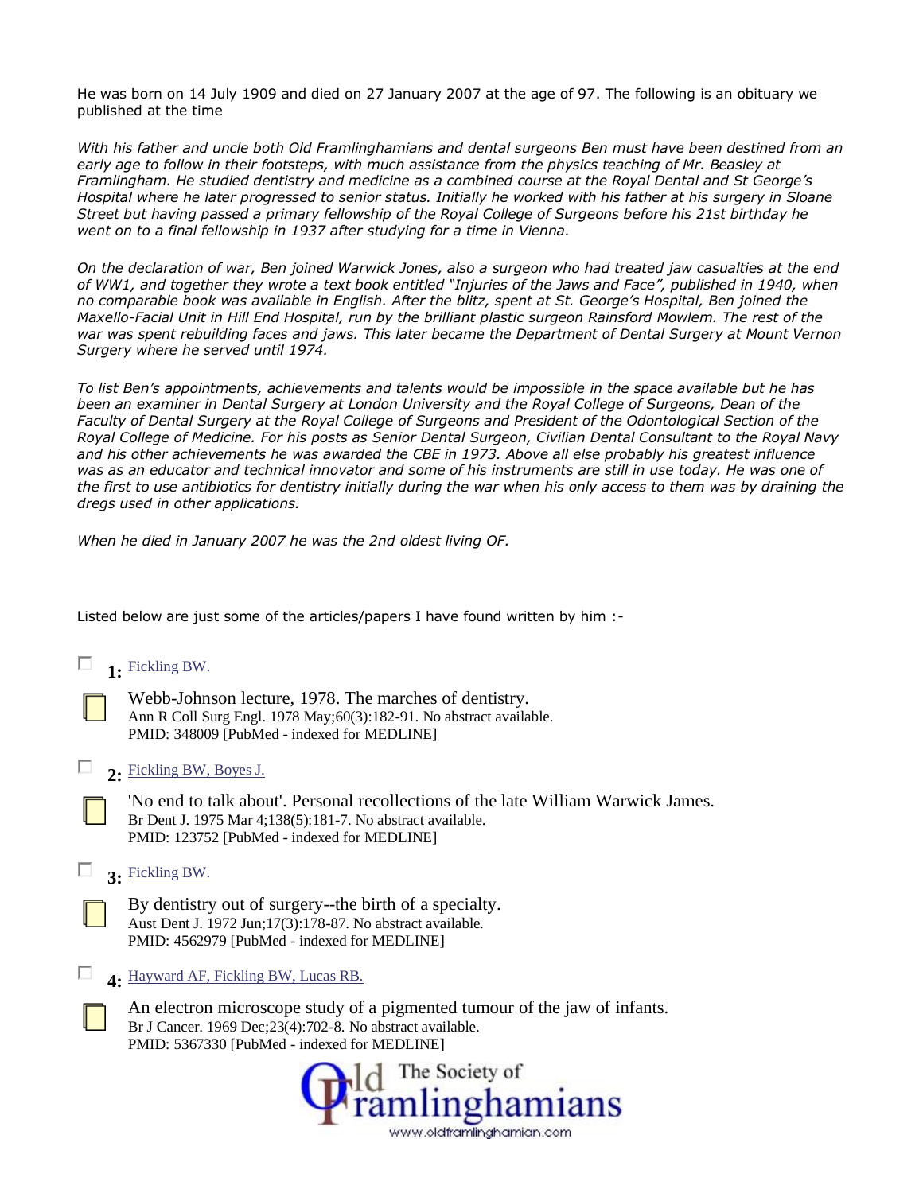He was born on 14 July 1909 and died on 27 January 2007 at the age of 97. The following is an obituary we published at the time

*With his father and uncle both Old Framlinghamians and dental surgeons Ben must have been destined from an early age to follow in their footsteps, with much assistance from the physics teaching of Mr. Beasley at Framlingham. He studied dentistry and medicine as a combined course at the Royal Dental and St George's Hospital where he later progressed to senior status. Initially he worked with his father at his surgery in Sloane Street but having passed a primary fellowship of the Royal College of Surgeons before his 21st birthday he went on to a final fellowship in 1937 after studying for a time in Vienna.*

*On the declaration of war, Ben joined Warwick Jones, also a surgeon who had treated jaw casualties at the end of WW1, and together they wrote a text book entitled "Injuries of the Jaws and Face", published in 1940, when no comparable book was available in English. After the blitz, spent at St. George's Hospital, Ben joined the Maxello-Facial Unit in Hill End Hospital, run by the brilliant plastic surgeon Rainsford Mowlem. The rest of the war was spent rebuilding faces and jaws. This later became the Department of Dental Surgery at Mount Vernon Surgery where he served until 1974.*

*To list Ben's appointments, achievements and talents would be impossible in the space available but he has been an examiner in Dental Surgery at London University and the Royal College of Surgeons, Dean of the Faculty of Dental Surgery at the Royal College of Surgeons and President of the Odontological Section of the Royal College of Medicine. For his posts as Senior Dental Surgeon, Civilian Dental Consultant to the Royal Navy and his other achievements he was awarded the CBE in 1973. Above all else probably his greatest influence was as an educator and technical innovator and some of his instruments are still in use today. He was one of the first to use antibiotics for dentistry initially during the war when his only access to them was by draining the dregs used in other applications.*

*When he died in January 2007 he was the 2nd oldest living OF.*

Listed below are just some of the articles/papers I have found written by him :-

**1:** Fickling BW.

Webb-Johnson lecture, 1978. The marches of dentistry.
Ann R Coll Surg Engl. 1978 May;60(3):182-91. No abstract available.
PMID: 348009 [PubMed - indexed for MEDLINE]

**2:** Fickling BW, Boyes J.

'No end to talk about'. Personal recollections of the late William Warwick James.
Br Dent J. 1975 Mar 4;138(5):181-7. No abstract available.
PMID: 123752 [PubMed - indexed for MEDLINE]

**3:** Fickling BW.

By dentistry out of surgery--the birth of a specialty.
Aust Dent J. 1972 Jun;17(3):178-87. No abstract available.
PMID: 4562979 [PubMed - indexed for MEDLINE]

**4:** Hayward AF, Fickling BW, Lucas RB.

An electron microscope study of a pigmented tumour of the jaw of infants.
Br J Cancer. 1969 Dec;23(4):702-8. No abstract available.
PMID: 5367330 [PubMed - indexed for MEDLINE]

Old The Society of Framlinghamians
www.oldframlinghamian.com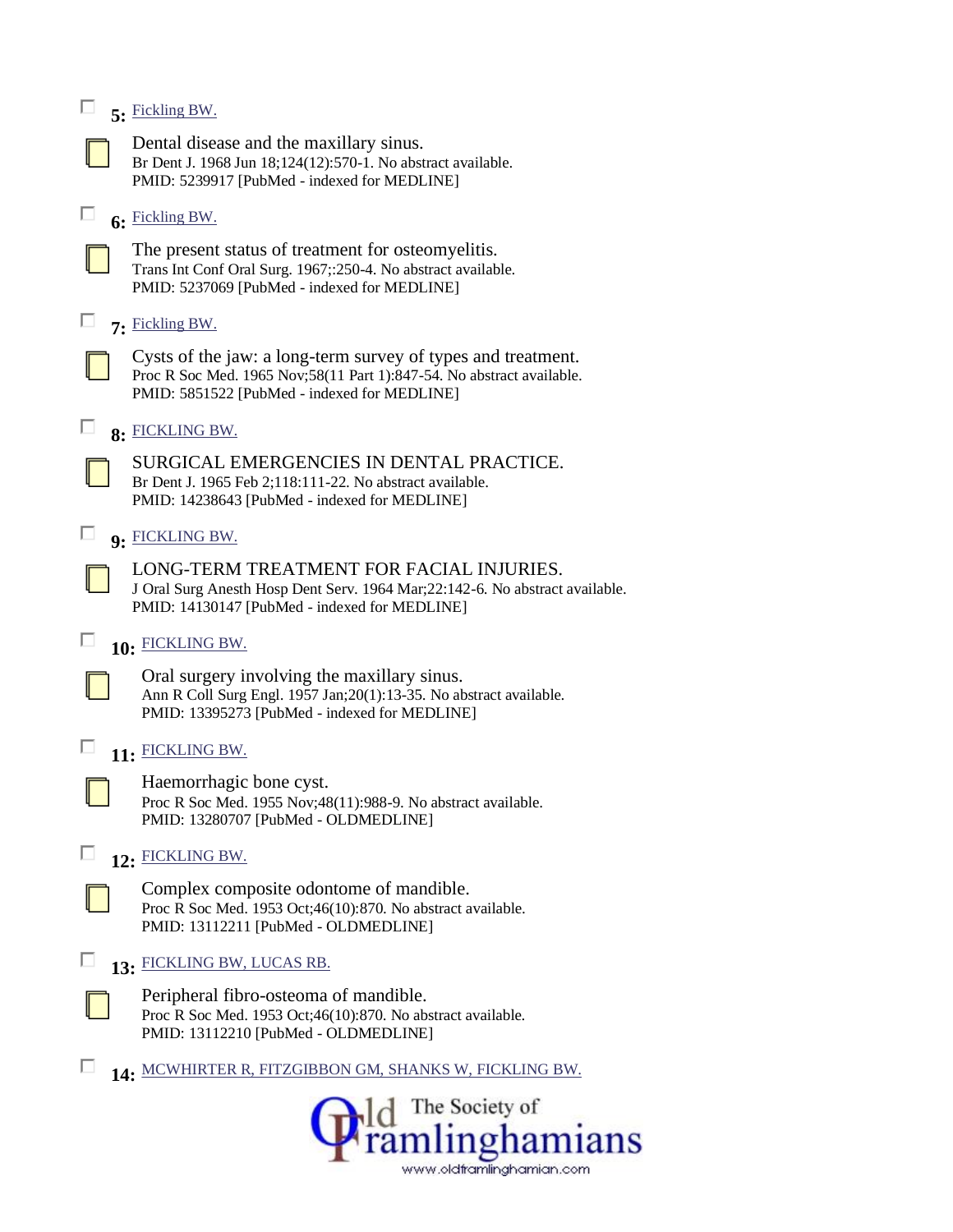5: Fickling BW.

Dental disease and the maxillary sinus.
Br Dent J. 1968 Jun 18;124(12):570-1. No abstract available.
PMID: 5239917 [PubMed - indexed for MEDLINE]

6: Fickling BW.

The present status of treatment for osteomyelitis.
Trans Int Conf Oral Surg. 1967;:250-4. No abstract available.
PMID: 5237069 [PubMed - indexed for MEDLINE]

7: Fickling BW.

Cysts of the jaw: a long-term survey of types and treatment.
Proc R Soc Med. 1965 Nov;58(11 Part 1):847-54. No abstract available.
PMID: 5851522 [PubMed - indexed for MEDLINE]

8: FICKLING BW.

SURGICAL EMERGENCIES IN DENTAL PRACTICE.
Br Dent J. 1965 Feb 2;118:111-22. No abstract available.
PMID: 14238643 [PubMed - indexed for MEDLINE]

9: FICKLING BW.

LONG-TERM TREATMENT FOR FACIAL INJURIES.
J Oral Surg Anesth Hosp Dent Serv. 1964 Mar;22:142-6. No abstract available.
PMID: 14130147 [PubMed - indexed for MEDLINE]

10: FICKLING BW.

Oral surgery involving the maxillary sinus.
Ann R Coll Surg Engl. 1957 Jan;20(1):13-35. No abstract available.
PMID: 13395273 [PubMed - indexed for MEDLINE]

11: FICKLING BW.

Haemorrhagic bone cyst.
Proc R Soc Med. 1955 Nov;48(11):988-9. No abstract available.
PMID: 13280707 [PubMed - OLDMEDLINE]

12: FICKLING BW.

Complex composite odontome of mandible.
Proc R Soc Med. 1953 Oct;46(10):870. No abstract available.
PMID: 13112211 [PubMed - OLDMEDLINE]

13: FICKLING BW, LUCAS RB.

Peripheral fibro-osteoma of mandible.
Proc R Soc Med. 1953 Oct;46(10):870. No abstract available.
PMID: 13112210 [PubMed - OLDMEDLINE]

14: MCWHIRTER R, FITZGIBBON GM, SHANKS W, FICKLING BW.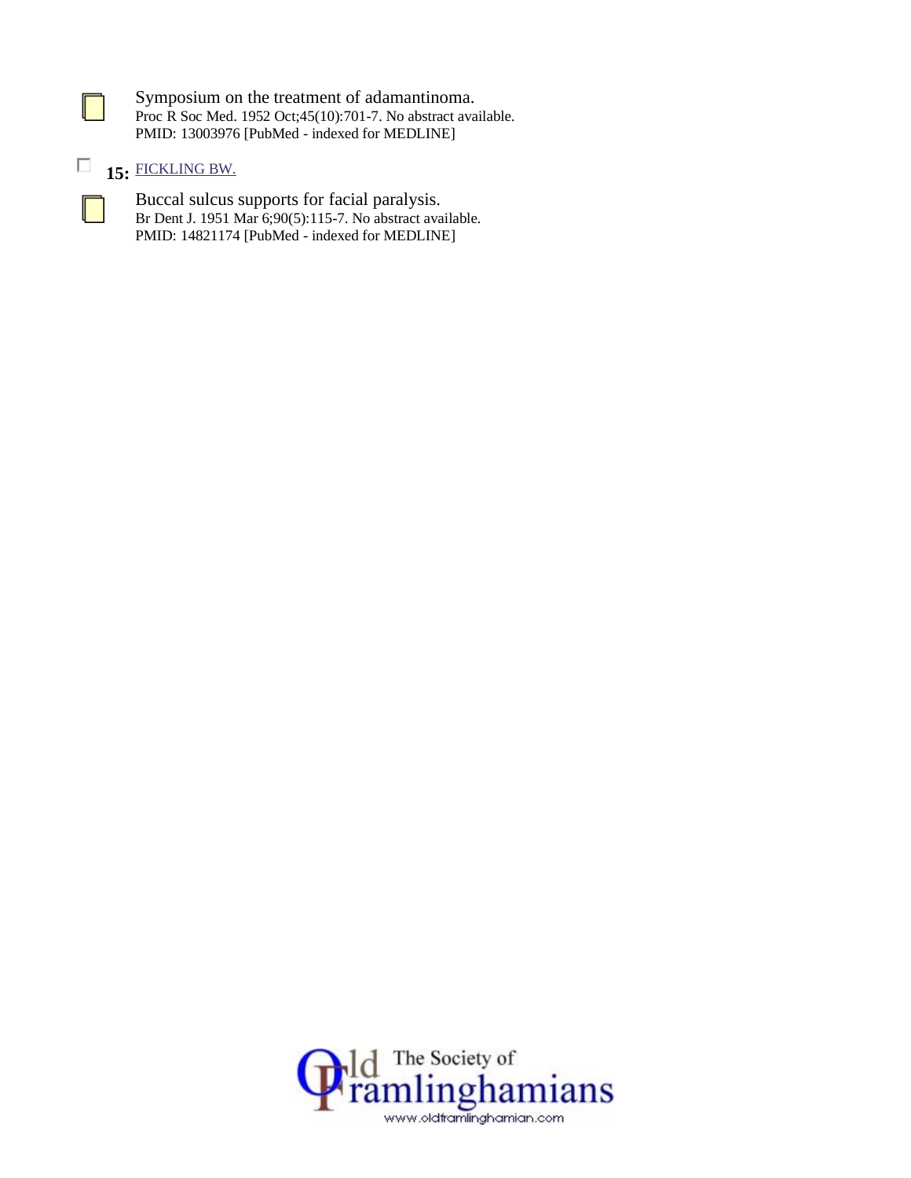Symposium on the treatment of adamantinoma.
Proc R Soc Med. 1952 Oct;45(10):701-7. No abstract available.
PMID: 13003976 [PubMed - indexed for MEDLINE]

**15:** FICKLING BW.

Buccal sulcus supports for facial paralysis.
Br Dent J. 1951 Mar 6;90(5):115-7. No abstract available.
PMID: 14821174 [PubMed - indexed for MEDLINE]

Old Framlinghamians The Society of
www.oldframlinghamian.com